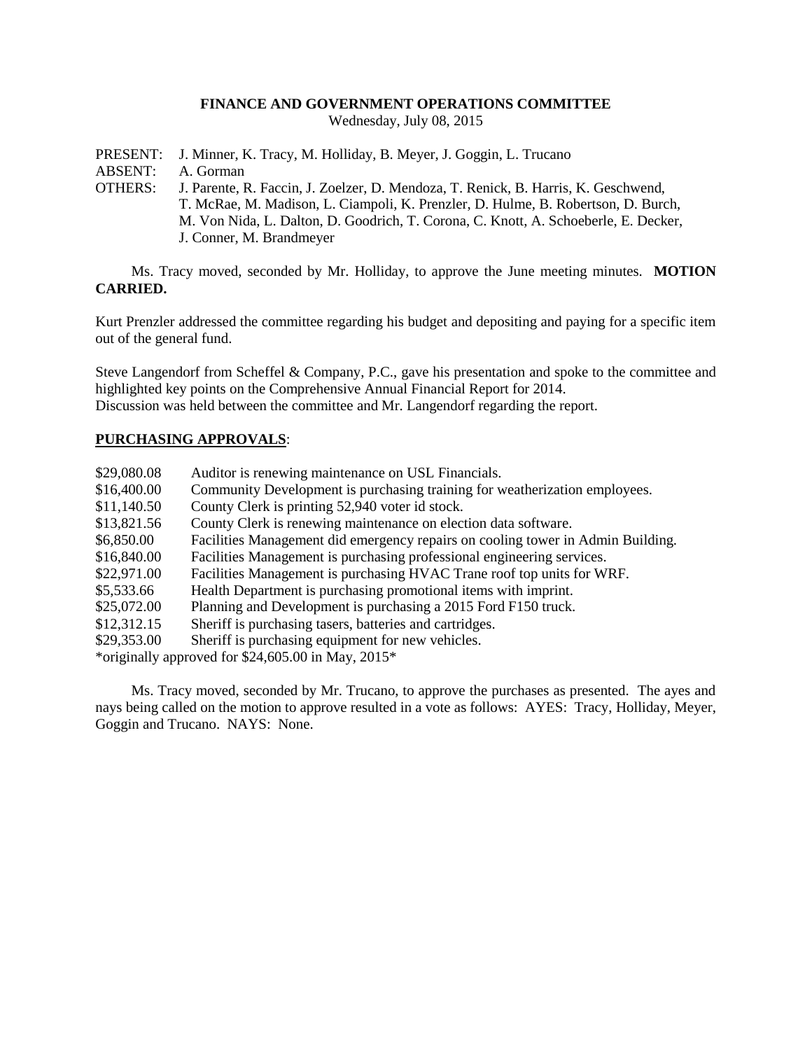**FINANCE AND GOVERNMENT OPERATIONS COMMITTEE**

Wednesday, July 08, 2015

PRESENT: J. Minner, K. Tracy, M. Holliday, B. Meyer, J. Goggin, L. Trucano
ABSENT: A. Gorman
OTHERS: J. Parente, R. Faccin, J. Zoelzer, D. Mendoza, T. Renick, B. Harris, K. Geschwend, T. McRae, M. Madison, L. Ciampoli, K. Prenzler, D. Hulme, B. Robertson, D. Burch, M. Von Nida, L. Dalton, D. Goodrich, T. Corona, C. Knott, A. Schoeberle, E. Decker, J. Conner, M. Brandmeyer

Ms. Tracy moved, seconded by Mr. Holliday, to approve the June meeting minutes. **MOTION CARRIED.**

Kurt Prenzler addressed the committee regarding his budget and depositing and paying for a specific item out of the general fund.

Steve Langendorf from Scheffel & Company, P.C., gave his presentation and spoke to the committee and highlighted key points on the Comprehensive Annual Financial Report for 2014.
Discussion was held between the committee and Mr. Langendorf regarding the report.

**PURCHASING APPROVALS**:

$29,080.08 Auditor is renewing maintenance on USL Financials.
$16,400.00 Community Development is purchasing training for weatherization employees.
$11,140.50 County Clerk is printing 52,940 voter id stock.
$13,821.56 County Clerk is renewing maintenance on election data software.
$6,850.00 Facilities Management did emergency repairs on cooling tower in Admin Building.
$16,840.00 Facilities Management is purchasing professional engineering services.
$22,971.00 Facilities Management is purchasing HVAC Trane roof top units for WRF.
$5,533.66 Health Department is purchasing promotional items with imprint.
$25,072.00 Planning and Development is purchasing a 2015 Ford F150 truck.
$12,312.15 Sheriff is purchasing tasers, batteries and cartridges.
$29,353.00 Sheriff is purchasing equipment for new vehicles.
*originally approved for $24,605.00 in May, 2015*

Ms. Tracy moved, seconded by Mr. Trucano, to approve the purchases as presented. The ayes and nays being called on the motion to approve resulted in a vote as follows: AYES: Tracy, Holliday, Meyer, Goggin and Trucano. NAYS: None.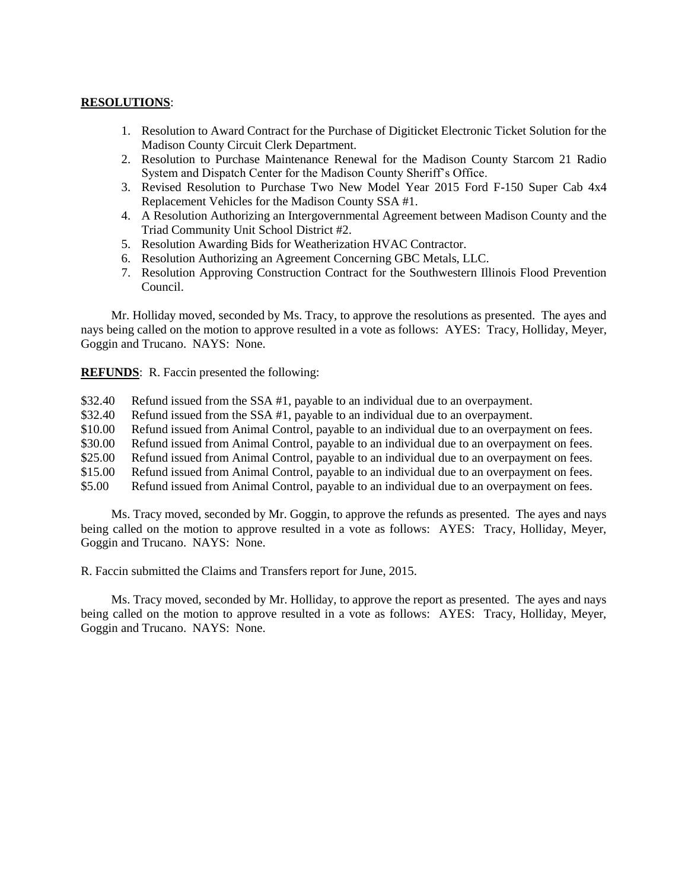**RESOLUTIONS**:

1. Resolution to Award Contract for the Purchase of Digiticket Electronic Ticket Solution for the Madison County Circuit Clerk Department.
2. Resolution to Purchase Maintenance Renewal for the Madison County Starcom 21 Radio System and Dispatch Center for the Madison County Sheriff's Office.
3. Revised Resolution to Purchase Two New Model Year 2015 Ford F-150 Super Cab 4x4 Replacement Vehicles for the Madison County SSA #1.
4. A Resolution Authorizing an Intergovernmental Agreement between Madison County and the Triad Community Unit School District #2.
5. Resolution Awarding Bids for Weatherization HVAC Contractor.
6. Resolution Authorizing an Agreement Concerning GBC Metals, LLC.
7. Resolution Approving Construction Contract for the Southwestern Illinois Flood Prevention Council.

Mr. Holliday moved, seconded by Ms. Tracy, to approve the resolutions as presented. The ayes and nays being called on the motion to approve resulted in a vote as follows: AYES: Tracy, Holliday, Meyer, Goggin and Trucano. NAYS: None.

**REFUNDS**: R. Faccin presented the following:

$32.40 Refund issued from the SSA #1, payable to an individual due to an overpayment.
$32.40 Refund issued from the SSA #1, payable to an individual due to an overpayment.
$10.00 Refund issued from Animal Control, payable to an individual due to an overpayment on fees.
$30.00 Refund issued from Animal Control, payable to an individual due to an overpayment on fees.
$25.00 Refund issued from Animal Control, payable to an individual due to an overpayment on fees.
$15.00 Refund issued from Animal Control, payable to an individual due to an overpayment on fees.
$5.00 Refund issued from Animal Control, payable to an individual due to an overpayment on fees.

Ms. Tracy moved, seconded by Mr. Goggin, to approve the refunds as presented. The ayes and nays being called on the motion to approve resulted in a vote as follows: AYES: Tracy, Holliday, Meyer, Goggin and Trucano. NAYS: None.

R. Faccin submitted the Claims and Transfers report for June, 2015.

Ms. Tracy moved, seconded by Mr. Holliday, to approve the report as presented. The ayes and nays being called on the motion to approve resulted in a vote as follows: AYES: Tracy, Holliday, Meyer, Goggin and Trucano. NAYS: None.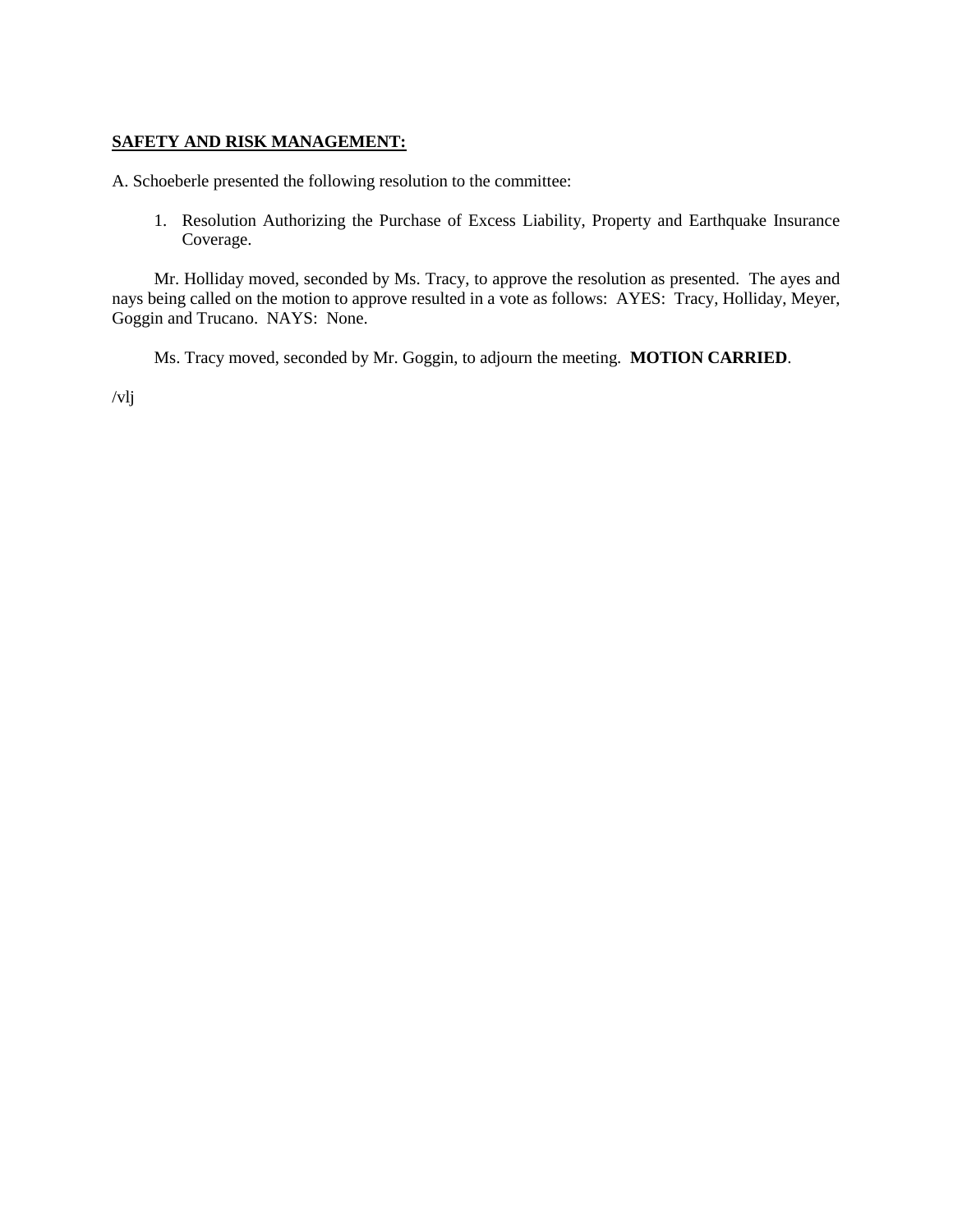**SAFETY AND RISK MANAGEMENT:**

A. Schoeberle presented the following resolution to the committee:

1. Resolution Authorizing the Purchase of Excess Liability, Property and Earthquake Insurance Coverage.

Mr. Holliday moved, seconded by Ms. Tracy, to approve the resolution as presented. The ayes and nays being called on the motion to approve resulted in a vote as follows: AYES: Tracy, Holliday, Meyer, Goggin and Trucano. NAYS: None.

Ms. Tracy moved, seconded by Mr. Goggin, to adjourn the meeting. **MOTION CARRIED**.

/vlj